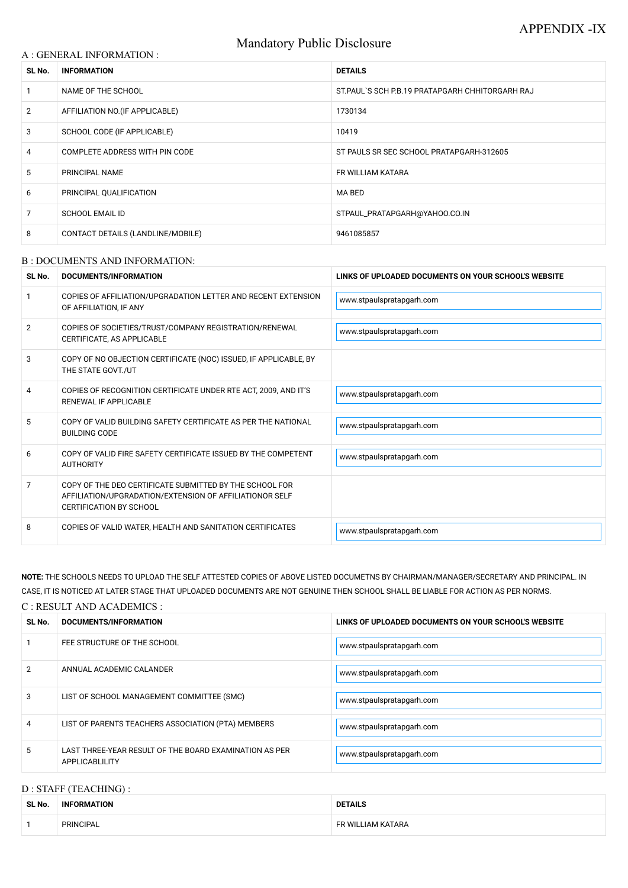APPENDIX -IX

# Mandatory Public Disclosure

## A : GENERAL INFORMATION :

| SL No. | INFORMATION | DETAILS |
|---|---|---|
| 1 | NAME OF THE SCHOOL | ST.PAUL`S SCH P.B.19 PRATAPGARH CHHITORGARH RAJ |
| 2 | AFFILIATION NO.(IF APPLICABLE) | 1730134 |
| 3 | SCHOOL CODE (IF APPLICABLE) | 10419 |
| 4 | COMPLETE ADDRESS WITH PIN CODE | ST PAULS SR SEC SCHOOL PRATAPGARH-312605 |
| 5 | PRINCIPAL NAME | FR WILLIAM KATARA |
| 6 | PRINCIPAL QUALIFICATION | MA BED |
| 7 | SCHOOL EMAIL ID | STPAUL_PRATAPGARH@YAHOO.CO.IN |
| 8 | CONTACT DETAILS (LANDLINE/MOBILE) | 9461085857 |

## B : DOCUMENTS AND INFORMATION:

| SL No. | DOCUMENTS/INFORMATION | LINKS OF UPLOADED DOCUMENTS ON YOUR SCHOOL'S WEBSITE |
|---|---|---|
| 1 | COPIES OF AFFILIATION/UPGRADATION LETTER AND RECENT EXTENSION OF AFFILIATION, IF ANY | www.stpaulspratapgarh.com |
| 2 | COPIES OF SOCIETIES/TRUST/COMPANY REGISTRATION/RENEWAL CERTIFICATE, AS APPLICABLE | www.stpaulspratapgarh.com |
| 3 | COPY OF NO OBJECTION CERTIFICATE (NOC) ISSUED, IF APPLICABLE, BY THE STATE GOVT./UT | |
| 4 | COPIES OF RECOGNITION CERTIFICATE UNDER RTE ACT, 2009, AND IT'S RENEWAL IF APPLICABLE | www.stpaulspratapgarh.com |
| 5 | COPY OF VALID BUILDING SAFETY CERTIFICATE AS PER THE NATIONAL BUILDING CODE | www.stpaulspratapgarh.com |
| 6 | COPY OF VALID FIRE SAFETY CERTIFICATE ISSUED BY THE COMPETENT AUTHORITY | www.stpaulspratapgarh.com |
| 7 | COPY OF THE DEO CERTIFICATE SUBMITTED BY THE SCHOOL FOR AFFILIATION/UPGRADATION/EXTENSION OF AFFILIATIONOR SELF CERTIFICATION BY SCHOOL | |
| 8 | COPIES OF VALID WATER, HEALTH AND SANITATION CERTIFICATES | www.stpaulspratapgarh.com |

**NOTE:** THE SCHOOLS NEEDS TO UPLOAD THE SELF ATTESTED COPIES OF ABOVE LISTED DOCUMETNS BY CHAIRMAN/MANAGER/SECRETARY AND PRINCIPAL. IN CASE, IT IS NOTICED AT LATER STAGE THAT UPLOADED DOCUMENTS ARE NOT GENUINE THEN SCHOOL SHALL BE LIABLE FOR ACTION AS PER NORMS.

## C : RESULT AND ACADEMICS :

| SL No. | DOCUMENTS/INFORMATION | LINKS OF UPLOADED DOCUMENTS ON YOUR SCHOOL'S WEBSITE |
|---|---|---|
| 1 | FEE STRUCTURE OF THE SCHOOL | www.stpaulspratapgarh.com |
| 2 | ANNUAL ACADEMIC CALANDER | www.stpaulspratapgarh.com |
| 3 | LIST OF SCHOOL MANAGEMENT COMMITTEE (SMC) | www.stpaulspratapgarh.com |
| 4 | LIST OF PARENTS TEACHERS ASSOCIATION (PTA) MEMBERS | www.stpaulspratapgarh.com |
| 5 | LAST THREE-YEAR RESULT OF THE BOARD EXAMINATION AS PER APPLICABLILITY | www.stpaulspratapgarh.com |

## D : STAFF (TEACHING) :

| SL No. | INFORMATION | DETAILS |
|---|---|---|
| 1 | PRINCIPAL | FR WILLIAM KATARA |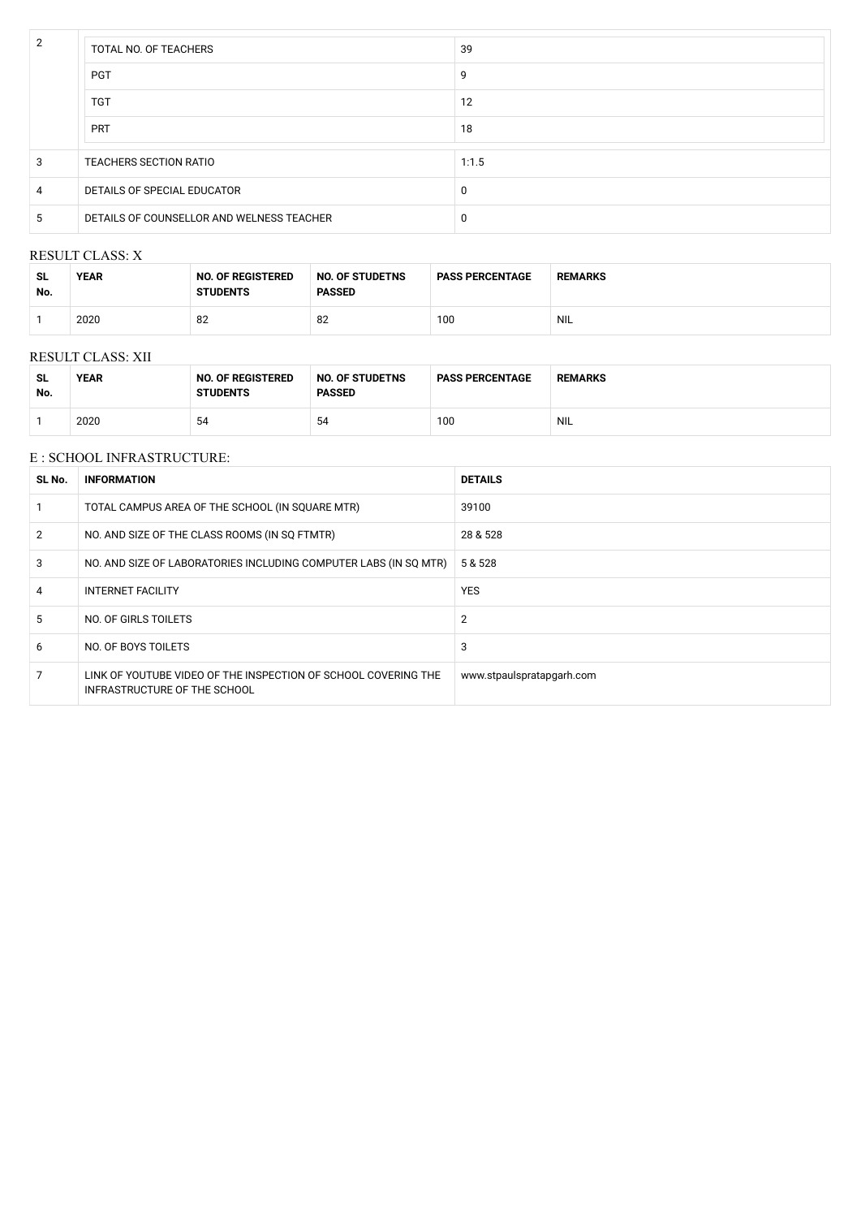| | | |
|---|---|---|
| 2 | TOTAL NO. OF TEACHERS | 39 |
| | PGT | 9 |
| | TGT | 12 |
| | PRT | 18 |
| 3 | TEACHERS SECTION RATIO | 1:1.5 |
| 4 | DETAILS OF SPECIAL EDUCATOR | 0 |
| 5 | DETAILS OF COUNSELLOR AND WELNESS TEACHER | 0 |

RESULT CLASS: X

| SL No. | YEAR | NO. OF REGISTERED STUDENTS | NO. OF STUDETNS PASSED | PASS PERCENTAGE | REMARKS |
|---|---|---|---|---|---|
| 1 | 2020 | 82 | 82 | 100 | NIL |

RESULT CLASS: XII

| SL No. | YEAR | NO. OF REGISTERED STUDENTS | NO. OF STUDETNS PASSED | PASS PERCENTAGE | REMARKS |
|---|---|---|---|---|---|
| 1 | 2020 | 54 | 54 | 100 | NIL |

E : SCHOOL INFRASTRUCTURE:

| SL No. | INFORMATION | DETAILS |
|---|---|---|
| 1 | TOTAL CAMPUS AREA OF THE SCHOOL (IN SQUARE MTR) | 39100 |
| 2 | NO. AND SIZE OF THE CLASS ROOMS (IN SQ FTMTR) | 28 & 528 |
| 3 | NO. AND SIZE OF LABORATORIES INCLUDING COMPUTER LABS (IN SQ MTR) | 5 & 528 |
| 4 | INTERNET FACILITY | YES |
| 5 | NO. OF GIRLS TOILETS | 2 |
| 6 | NO. OF BOYS TOILETS | 3 |
| 7 | LINK OF YOUTUBE VIDEO OF THE INSPECTION OF SCHOOL COVERING THE INFRASTRUCTURE OF THE SCHOOL | www.stpaulspratapgarh.com |